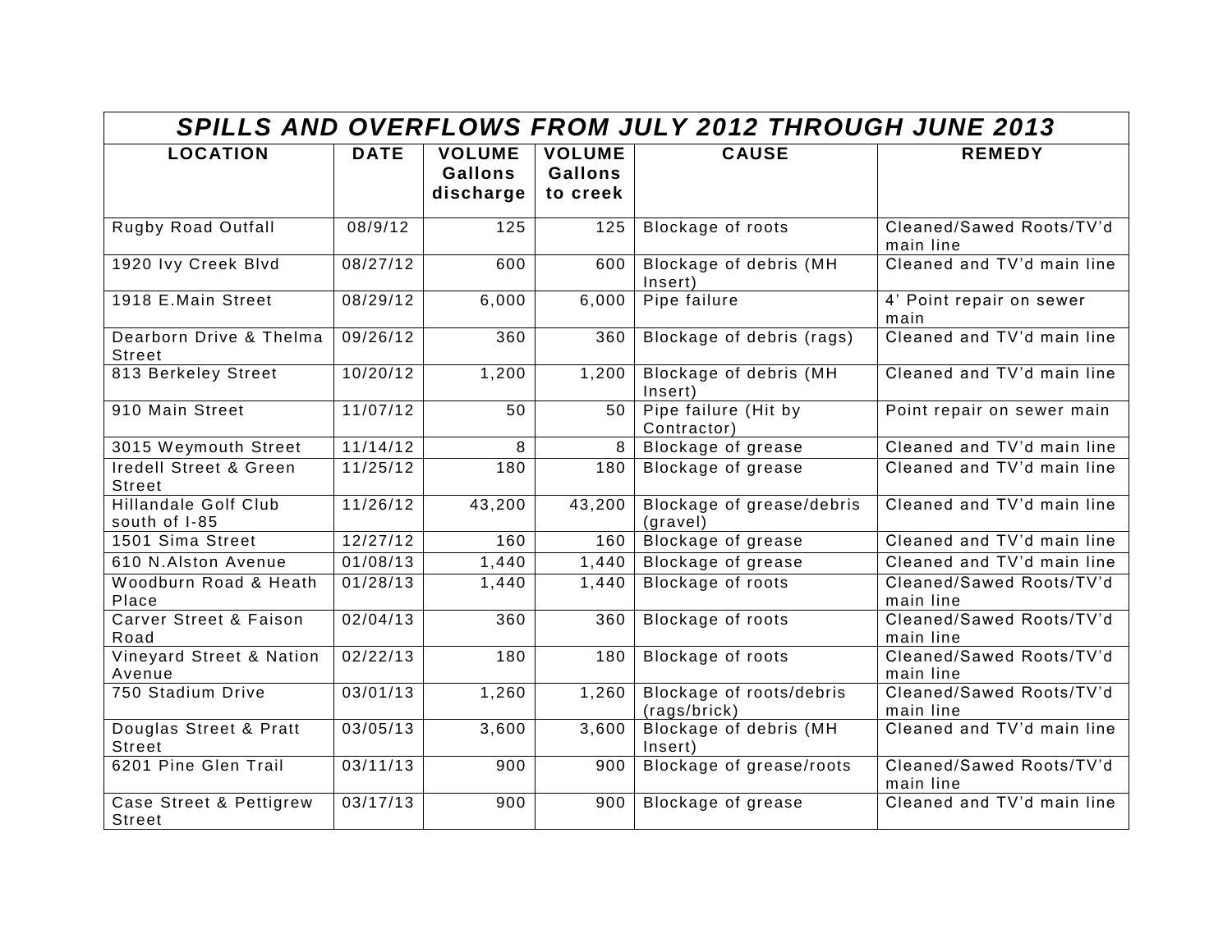| *SPILLS AND OVERFLOWS FROM JULY 2012 THROUGH JUNE 2013* | | | | | |
|---|---|---|---|---|---|
| **LOCATION** | **DATE** | **VOLUME Gallons discharge** | **VOLUME Gallons to creek** | **CAUSE** | **REMEDY** |
| Rugby Road Outfall | 08/9/12 | 125 | 125 | Blockage of roots | Cleaned/Sawed Roots/TV'd main line |
| 1920 Ivy Creek Blvd | 08/27/12 | 600 | 600 | Blockage of debris (MH Insert) | Cleaned and TV'd main line |
| 1918 E.Main Street | 08/29/12 | 6,000 | 6,000 | Pipe failure | 4' Point repair on sewer main |
| Dearborn Drive & Thelma Street | 09/26/12 | 360 | 360 | Blockage of debris (rags) | Cleaned and TV'd main line |
| 813 Berkeley Street | 10/20/12 | 1,200 | 1,200 | Blockage of debris (MH Insert) | Cleaned and TV'd main line |
| 910 Main Street | 11/07/12 | 50 | 50 | Pipe failure (Hit by Contractor) | Point repair on sewer main |
| 3015 Weymouth Street | 11/14/12 | 8 | 8 | Blockage of grease | Cleaned and TV'd main line |
| Iredell Street & Green Street | 11/25/12 | 180 | 180 | Blockage of grease | Cleaned and TV'd main line |
| Hillandale Golf Club south of I-85 | 11/26/12 | 43,200 | 43,200 | Blockage of grease/debris (gravel) | Cleaned and TV'd main line |
| 1501 Sima Street | 12/27/12 | 160 | 160 | Blockage of grease | Cleaned and TV'd main line |
| 610 N.Alston Avenue | 01/08/13 | 1,440 | 1,440 | Blockage of grease | Cleaned and TV'd main line |
| Woodburn Road & Heath Place | 01/28/13 | 1,440 | 1,440 | Blockage of roots | Cleaned/Sawed Roots/TV'd main line |
| Carver Street & Faison Road | 02/04/13 | 360 | 360 | Blockage of roots | Cleaned/Sawed Roots/TV'd main line |
| Vineyard Street & Nation Avenue | 02/22/13 | 180 | 180 | Blockage of roots | Cleaned/Sawed Roots/TV'd main line |
| 750 Stadium Drive | 03/01/13 | 1,260 | 1,260 | Blockage of roots/debris (rags/brick) | Cleaned/Sawed Roots/TV'd main line |
| Douglas Street & Pratt Street | 03/05/13 | 3,600 | 3,600 | Blockage of debris (MH Insert) | Cleaned and TV'd main line |
| 6201 Pine Glen Trail | 03/11/13 | 900 | 900 | Blockage of grease/roots | Cleaned/Sawed Roots/TV'd main line |
| Case Street & Pettigrew Street | 03/17/13 | 900 | 900 | Blockage of grease | Cleaned and TV'd main line |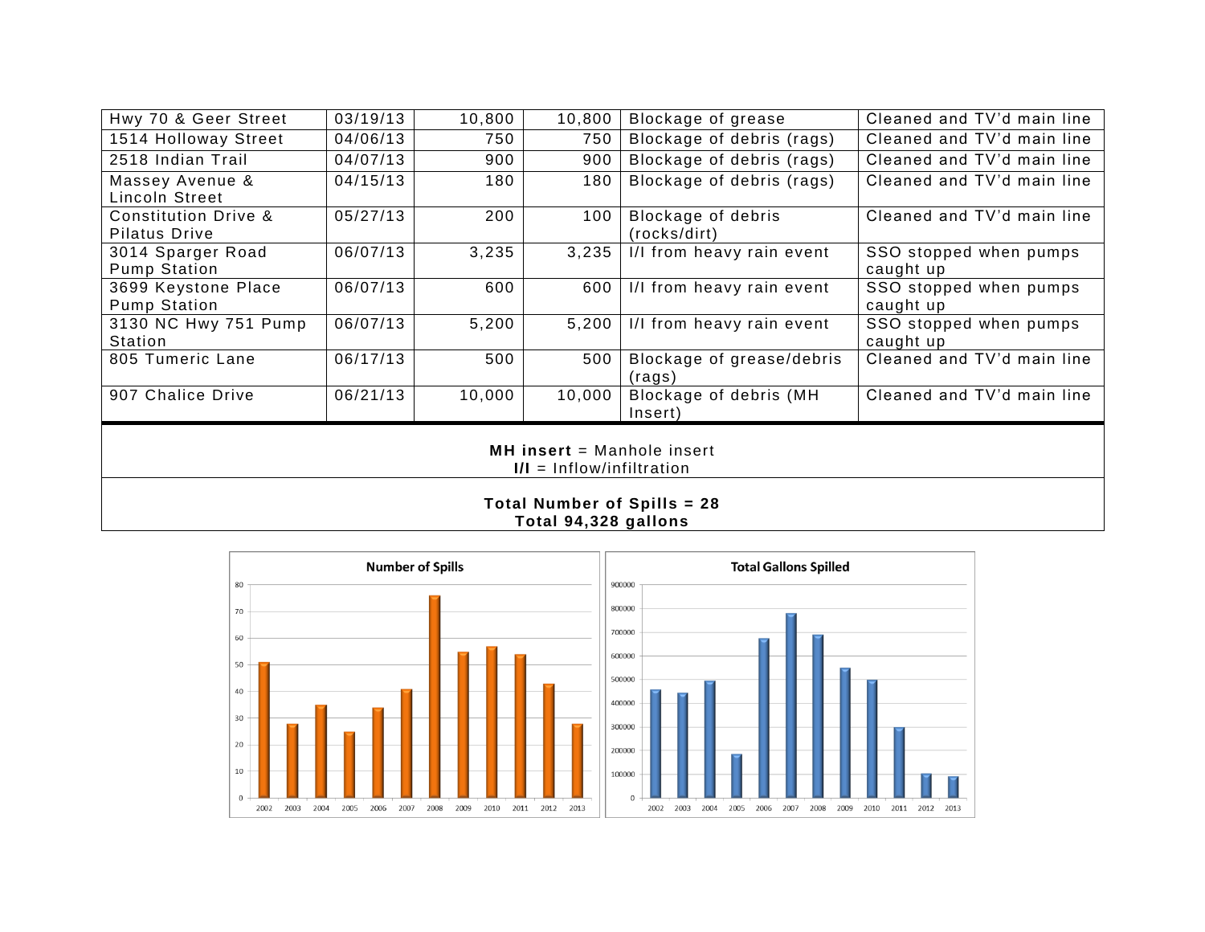| | | | | | |
|---|---|---|---|---|---|
| Hwy 70 & Geer Street | 03/19/13 | 10,800 | 10,800 | Blockage of grease | Cleaned and TV'd main line |
| 1514 Holloway Street | 04/06/13 | 750 | 750 | Blockage of debris (rags) | Cleaned and TV'd main line |
| 2518 Indian Trail | 04/07/13 | 900 | 900 | Blockage of debris (rags) | Cleaned and TV'd main line |
| Massey Avenue & Lincoln Street | 04/15/13 | 180 | 180 | Blockage of debris (rags) | Cleaned and TV'd main line |
| Constitution Drive & Pilatus Drive | 05/27/13 | 200 | 100 | Blockage of debris (rocks/dirt) | Cleaned and TV'd main line |
| 3014 Sparger Road Pump Station | 06/07/13 | 3,235 | 3,235 | I/I from heavy rain event | SSO stopped when pumps caught up |
| 3699 Keystone Place Pump Station | 06/07/13 | 600 | 600 | I/I from heavy rain event | SSO stopped when pumps caught up |
| 3130 NC Hwy 751 Pump Station | 06/07/13 | 5,200 | 5,200 | I/I from heavy rain event | SSO stopped when pumps caught up |
| 805 Tumeric Lane | 06/17/13 | 500 | 500 | Blockage of grease/debris (rags) | Cleaned and TV'd main line |
| 907 Chalice Drive | 06/21/13 | 10,000 | 10,000 | Blockage of debris (MH Insert) | Cleaned and TV'd main line |

**MH insert** = Manhole insert
**I/I** = Inflow/infiltration

**Total Number of Spills = 28**
**Total 94,328 gallons**

Number of Spills
80
70
60
50
40
30
20
10
0
2002 2003 2004 2005 2006 2007 2008 2009 2010 2011 2012 2013

Total Gallons Spilled
900000
800000
700000
600000
500000
400000
300000
200000
100000
0
2002 2003 2004 2005 2006 2007 2008 2009 2010 2011 2012 2013